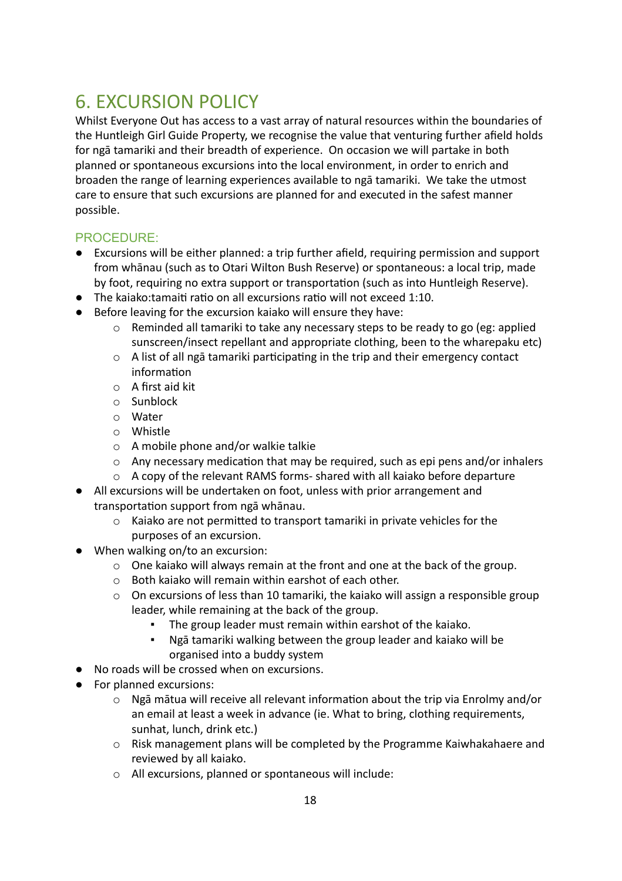# 6. EXCURSION POLICY

Whilst Everyone Out has access to a vast array of natural resources within the boundaries of the Huntleigh Girl Guide Property, we recognise the value that venturing further afield holds for ngā tamariki and their breadth of experience. On occasion we will partake in both planned or spontaneous excursions into the local environment, in order to enrich and broaden the range of learning experiences available to ngā tamariki. We take the utmost care to ensure that such excursions are planned for and executed in the safest manner possible.

## PROCEDURE:

- Excursions will be either planned: a trip further afield, requiring permission and support from whānau (such as to Otari Wilton Bush Reserve) or spontaneous: a local trip, made by foot, requiring no extra support or transportation (such as into Huntleigh Reserve).
- The kaiako:tamaiti ratio on all excursions ratio will not exceed 1:10.
- Before leaving for the excursion kaiako will ensure they have:
    - Reminded all tamariki to take any necessary steps to be ready to go (eg: applied sunscreen/insect repellant and appropriate clothing, been to the wharepaku etc)
    - A list of all ngā tamariki participating in the trip and their emergency contact information
    - A first aid kit
    - Sunblock
    - Water
    - Whistle
    - A mobile phone and/or walkie talkie
    - Any necessary medication that may be required, such as epi pens and/or inhalers
    - A copy of the relevant RAMS forms- shared with all kaiako before departure
- All excursions will be undertaken on foot, unless with prior arrangement and transportation support from ngā whānau.
    - Kaiako are not permitted to transport tamariki in private vehicles for the purposes of an excursion.
- When walking on/to an excursion:
    - One kaiako will always remain at the front and one at the back of the group.
    - Both kaiako will remain within earshot of each other.
    - On excursions of less than 10 tamariki, the kaiako will assign a responsible group leader, while remaining at the back of the group.
        - The group leader must remain within earshot of the kaiako.
        - Ngā tamariki walking between the group leader and kaiako will be organised into a buddy system
- No roads will be crossed when on excursions.
- For planned excursions:
    - Ngā mātua will receive all relevant information about the trip via Enrolmy and/or an email at least a week in advance (ie. What to bring, clothing requirements, sunhat, lunch, drink etc.)
    - Risk management plans will be completed by the Programme Kaiwhakahaere and reviewed by all kaiako.
    - All excursions, planned or spontaneous will include: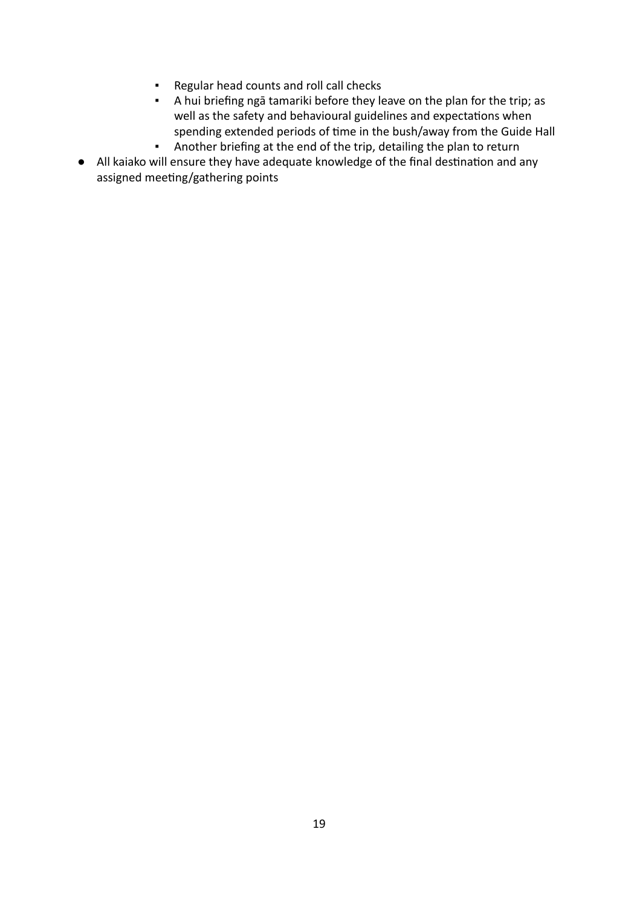- Regular head counts and roll call checks
  - A hui briefing ngā tamariki before they leave on the plan for the trip; as well as the safety and behavioural guidelines and expectations when spending extended periods of time in the bush/away from the Guide Hall
  - Another briefing at the end of the trip, detailing the plan to return
- All kaiako will ensure they have adequate knowledge of the final destination and any assigned meeting/gathering points